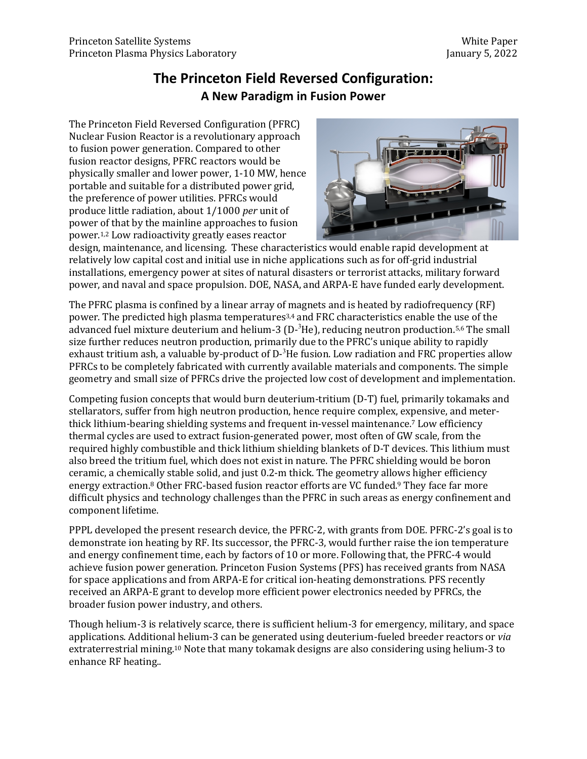Princeton Satellite Systems
Princeton Plasma Physics Laboratory

White Paper
January 5, 2022

# The Princeton Field Reversed Configuration:
## A New Paradigm in Fusion Power

The Princeton Field Reversed Configuration (PFRC) Nuclear Fusion Reactor is a revolutionary approach to fusion power generation. Compared to other fusion reactor designs, PFRC reactors would be physically smaller and lower power, 1-10 MW, hence portable and suitable for a distributed power grid, the preference of power utilities. PFRCs would produce little radiation, about 1/1000 *per* unit of power of that by the mainline approaches to fusion power.[1,2] Low radioactivity greatly eases reactor design, maintenance, and licensing. These characteristics would enable rapid development at relatively low capital cost and initial use in niche applications such as for off-grid industrial installations, emergency power at sites of natural disasters or terrorist attacks, military forward power, and naval and space propulsion. DOE, NASA, and ARPA-E have funded early development.

The PFRC plasma is confined by a linear array of magnets and is heated by radiofrequency (RF) power. The predicted high plasma temperatures[3,4] and FRC characteristics enable the use of the advanced fuel mixture deuterium and helium-3 (D-$^{3}$He), reducing neutron production.[5,6] The small size further reduces neutron production, primarily due to the PFRC's unique ability to rapidly exhaust tritium ash, a valuable by-product of D-$^{3}$He fusion. Low radiation and FRC properties allow PFRCs to be completely fabricated with currently available materials and components. The simple geometry and small size of PFRCs drive the projected low cost of development and implementation.

Competing fusion concepts that would burn deuterium-tritium (D-T) fuel, primarily tokamaks and stellarators, suffer from high neutron production, hence require complex, expensive, and meter-thick lithium-bearing shielding systems and frequent in-vessel maintenance.[7] Low efficiency thermal cycles are used to extract fusion-generated power, most often of GW scale, from the required highly combustible and thick lithium shielding blankets of D-T devices. This lithium must also breed the tritium fuel, which does not exist in nature. The PFRC shielding would be boron ceramic, a chemically stable solid, and just 0.2-m thick. The geometry allows higher efficiency energy extraction.[8] Other FRC-based fusion reactor efforts are VC funded.[9] They face far more difficult physics and technology challenges than the PFRC in such areas as energy confinement and component lifetime.

PPPL developed the present research device, the PFRC-2, with grants from DOE. PFRC-2's goal is to demonstrate ion heating by RF. Its successor, the PFRC-3, would further raise the ion temperature and energy confinement time, each by factors of 10 or more. Following that, the PFRC-4 would achieve fusion power generation. Princeton Fusion Systems (PFS) has received grants from NASA for space applications and from ARPA-E for critical ion-heating demonstrations. PFS recently received an ARPA-E grant to develop more efficient power electronics needed by PFRCs, the broader fusion power industry, and others.

Though helium-3 is relatively scarce, there is sufficient helium-3 for emergency, military, and space applications. Additional helium-3 can be generated using deuterium-fueled breeder reactors or *via* extraterrestrial mining.[10] Note that many tokamak designs are also considering using helium-3 to enhance RF heating..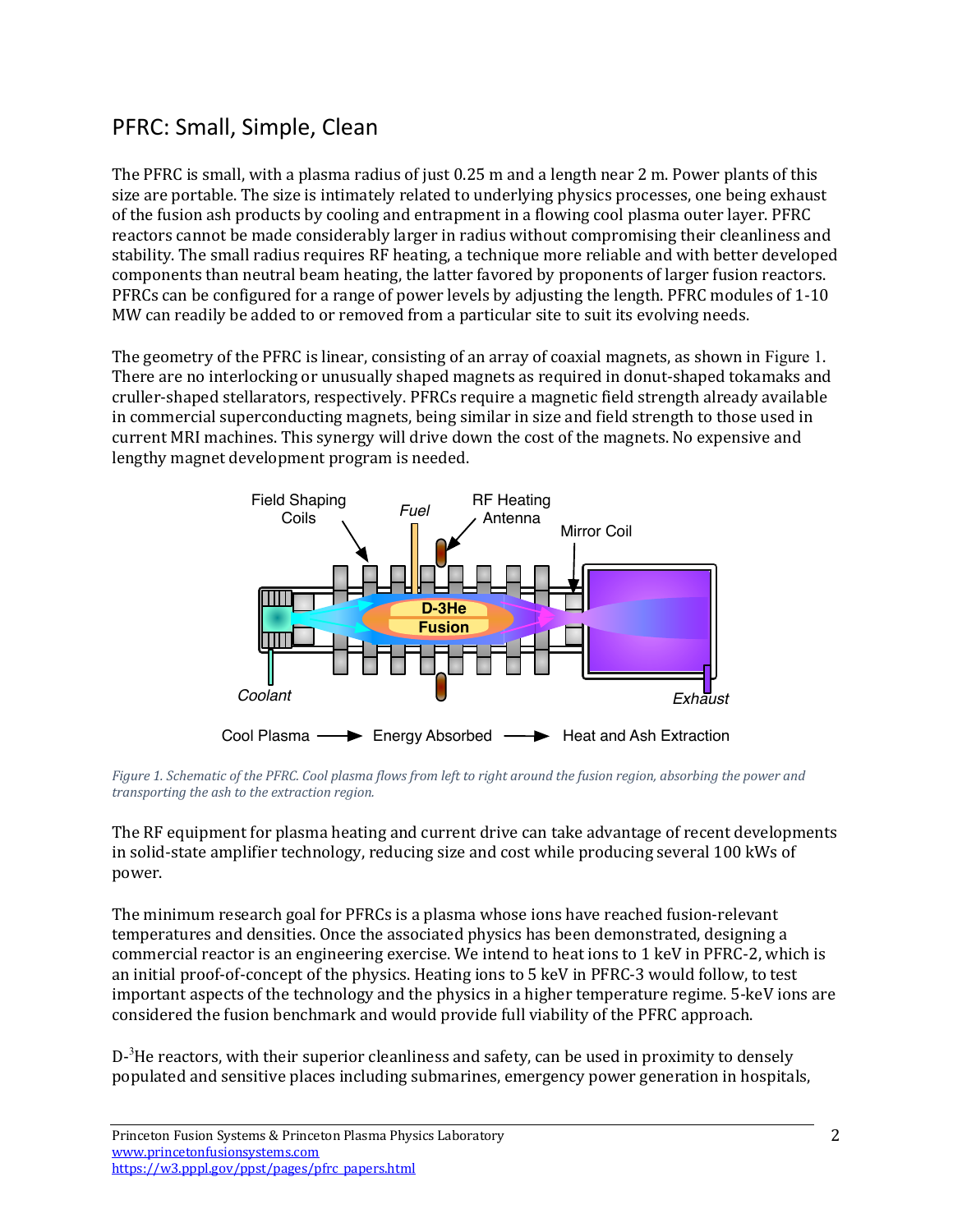## PFRC: Small, Simple, Clean

The PFRC is small, with a plasma radius of just 0.25 m and a length near 2 m. Power plants of this size are portable. The size is intimately related to underlying physics processes, one being exhaust of the fusion ash products by cooling and entrapment in a flowing cool plasma outer layer. PFRC reactors cannot be made considerably larger in radius without compromising their cleanliness and stability. The small radius requires RF heating, a technique more reliable and with better developed components than neutral beam heating, the latter favored by proponents of larger fusion reactors. PFRCs can be configured for a range of power levels by adjusting the length. PFRC modules of 1-10 MW can readily be added to or removed from a particular site to suit its evolving needs.

The geometry of the PFRC is linear, consisting of an array of coaxial magnets, as shown in Figure 1. There are no interlocking or unusually shaped magnets as required in donut-shaped tokamaks and cruller-shaped stellarators, respectively. PFRCs require a magnetic field strength already available in commercial superconducting magnets, being similar in size and field strength to those used in current MRI machines. This synergy will drive down the cost of the magnets. No expensive and lengthy magnet development program is needed.

*Figure 1. Schematic of the PFRC. Cool plasma flows from left to right around the fusion region, absorbing the power and transporting the ash to the extraction region.*

The RF equipment for plasma heating and current drive can take advantage of recent developments in solid-state amplifier technology, reducing size and cost while producing several 100 kWs of power.

The minimum research goal for PFRCs is a plasma whose ions have reached fusion-relevant temperatures and densities. Once the associated physics has been demonstrated, designing a commercial reactor is an engineering exercise. We intend to heat ions to 1 keV in PFRC-2, which is an initial proof-of-concept of the physics. Heating ions to 5 keV in PFRC-3 would follow, to test important aspects of the technology and the physics in a higher temperature regime. 5-keV ions are considered the fusion benchmark and would provide full viability of the PFRC approach.

D-$^3$He reactors, with their superior cleanliness and safety, can be used in proximity to densely populated and sensitive places including submarines, emergency power generation in hospitals,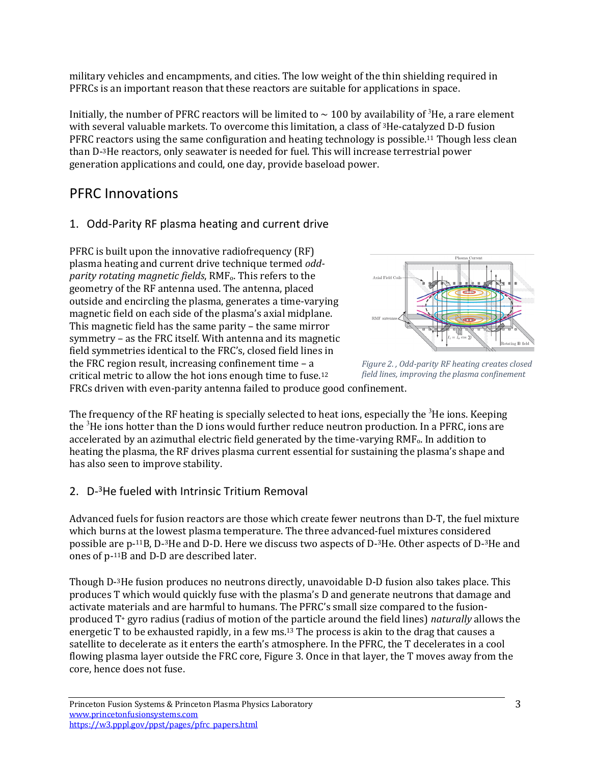military vehicles and encampments, and cities. The low weight of the thin shielding required in PFRCs is an important reason that these reactors are suitable for applications in space.

Initially, the number of PFRC reactors will be limited to ~ 100 by availability of $^3$He, a rare element with several valuable markets. To overcome this limitation, a class of $^3$He-catalyzed D-D fusion PFRC reactors using the same configuration and heating technology is possible.[11] Though less clean than D-$^3$He reactors, only seawater is needed for fuel. This will increase terrestrial power generation applications and could, one day, provide baseload power.

## PFRC Innovations

### 1. Odd-Parity RF plasma heating and current drive

PFRC is built upon the innovative radiofrequency (RF) plasma heating and current drive technique termed *odd-parity rotating magnetic fields*, $RMF_o$. This refers to the geometry of the RF antenna used. The antenna, placed outside and encircling the plasma, generates a time-varying magnetic field on each side of the plasma's axial midplane. This magnetic field has the same parity – the same mirror symmetry – as the FRC itself. With antenna and its magnetic field symmetries identical to the FRC's, closed field lines in the FRC region result, increasing confinement time – a critical metric to allow the hot ions enough time to fuse.[12] FRCs driven with even-parity antenna failed to produce good confinement.

*Figure 2. , Odd-parity RF heating creates closed field lines, improving the plasma confinement*

The frequency of the RF heating is specially selected to heat ions, especially the $^3$He ions. Keeping the $^3$He ions hotter than the D ions would further reduce neutron production. In a PFRC, ions are accelerated by an azimuthal electric field generated by the time-varying $RMF_o$. In addition to heating the plasma, the RF drives plasma current essential for sustaining the plasma's shape and has also seen to improve stability.

### 2. D-$^3$He fueled with Intrinsic Tritium Removal

Advanced fuels for fusion reactors are those which create fewer neutrons than D-T, the fuel mixture which burns at the lowest plasma temperature. The three advanced-fuel mixtures considered possible are p-$^{11}$B, D-$^3$He and D-D. Here we discuss two aspects of D-$^3$He. Other aspects of D-$^3$He and ones of p-$^{11}$B and D-D are described later.

Though D-$^3$He fusion produces no neutrons directly, unavoidable D-D fusion also takes place. This produces T which would quickly fuse with the plasma's D and generate neutrons that damage and activate materials and are harmful to humans. The PFRC's small size compared to the fusion-produced $T^+$ gyro radius (radius of motion of the particle around the field lines) *naturally* allows the energetic T to be exhausted rapidly, in a few ms.[13] The process is akin to the drag that causes a satellite to decelerate as it enters the earth's atmosphere. In the PFRC, the T decelerates in a cool flowing plasma layer outside the FRC core, Figure 3. Once in that layer, the T moves away from the core, hence does not fuse.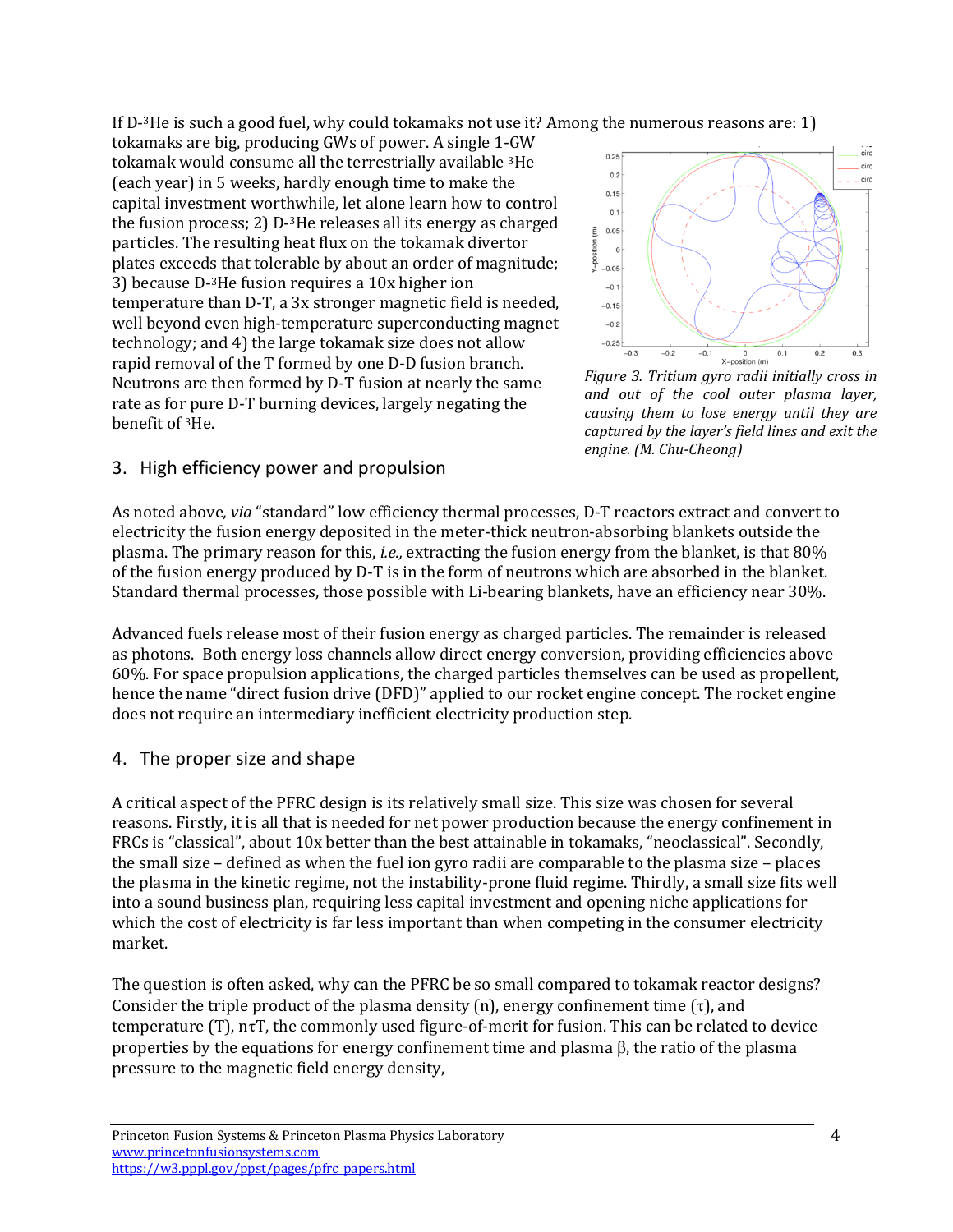If D-$^3$He is such a good fuel, why could tokamaks not use it? Among the numerous reasons are: 1) tokamaks are big, producing GWs of power. A single 1-GW tokamak would consume all the terrestrially available $^3$He (each year) in 5 weeks, hardly enough time to make the capital investment worthwhile, let alone learn how to control the fusion process; 2) D-$^3$He releases all its energy as charged particles. The resulting heat flux on the tokamak divertor plates exceeds that tolerable by about an order of magnitude; 3) because D-$^3$He fusion requires a 10x higher ion temperature than D-T, a 3x stronger magnetic field is needed, well beyond even high-temperature superconducting magnet technology; and 4) the large tokamak size does not allow rapid removal of the T formed by one D-D fusion branch. Neutrons are then formed by D-T fusion at nearly the same rate as for pure D-T burning devices, largely negating the benefit of $^3$He.

*Figure 3. Tritium gyro radii initially cross in and out of the cool outer plasma layer, causing them to lose energy until they are captured by the layer's field lines and exit the engine. (M. Chu-Cheong)*

## 3. High efficiency power and propulsion

As noted above, *via* "standard" low efficiency thermal processes, D-T reactors extract and convert to electricity the fusion energy deposited in the meter-thick neutron-absorbing blankets outside the plasma. The primary reason for this, *i.e.,* extracting the fusion energy from the blanket, is that 80% of the fusion energy produced by D-T is in the form of neutrons which are absorbed in the blanket. Standard thermal processes, those possible with Li-bearing blankets, have an efficiency near 30%.

Advanced fuels release most of their fusion energy as charged particles. The remainder is released as photons. Both energy loss channels allow direct energy conversion, providing efficiencies above 60%. For space propulsion applications, the charged particles themselves can be used as propellent, hence the name "direct fusion drive (DFD)" applied to our rocket engine concept. The rocket engine does not require an intermediary inefficient electricity production step.

## 4. The proper size and shape

A critical aspect of the PFRC design is its relatively small size. This size was chosen for several reasons. Firstly, it is all that is needed for net power production because the energy confinement in FRCs is "classical", about 10x better than the best attainable in tokamaks, "neoclassical". Secondly, the small size – defined as when the fuel ion gyro radii are comparable to the plasma size – places the plasma in the kinetic regime, not the instability-prone fluid regime. Thirdly, a small size fits well into a sound business plan, requiring less capital investment and opening niche applications for which the cost of electricity is far less important than when competing in the consumer electricity market.

The question is often asked, why can the PFRC be so small compared to tokamak reactor designs? Consider the triple product of the plasma density (n), energy confinement time ($\tau$), and temperature (T), n$\tau$T, the commonly used figure-of-merit for fusion. This can be related to device properties by the equations for energy confinement time and plasma $\beta$, the ratio of the plasma pressure to the magnetic field energy density,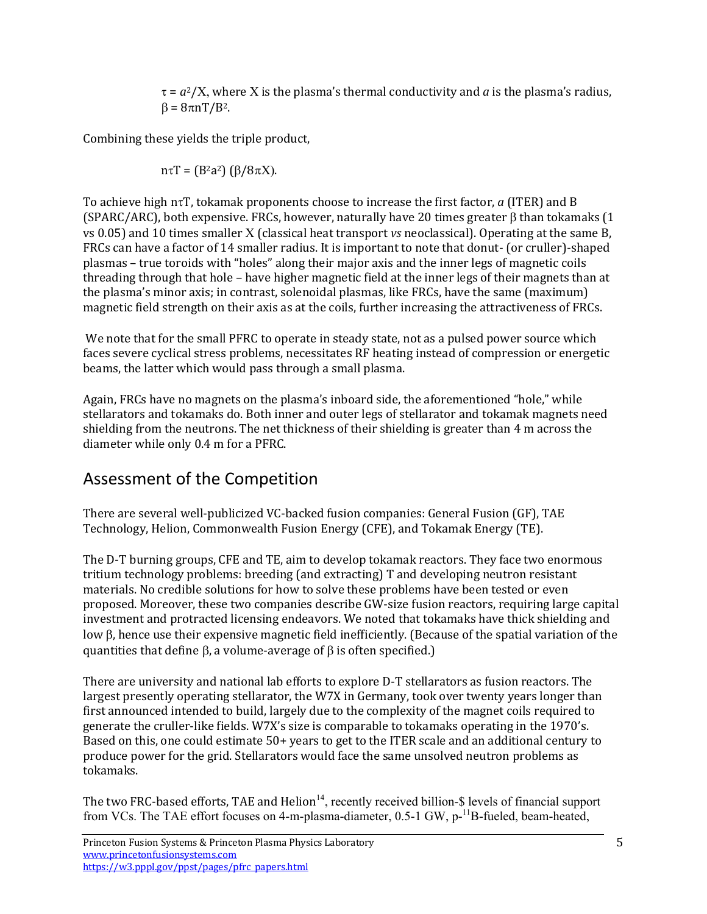$\tau = a^2/X$, where X is the plasma's thermal conductivity and $a$ is the plasma's radius, $\beta = 8\pi nT/B^2$.

Combining these yields the triple product,

$$n\tau T = (B^2 a^2)\ (\beta/8\pi X).$$

To achieve high $n\tau T$, tokamak proponents choose to increase the first factor, $a$ (ITER) and B (SPARC/ARC), both expensive. FRCs, however, naturally have 20 times greater $\beta$ than tokamaks (1 vs 0.05) and 10 times smaller X (classical heat transport *vs* neoclassical). Operating at the same B, FRCs can have a factor of 14 smaller radius. It is important to note that donut- (or cruller)-shaped plasmas – true toroids with "holes" along their major axis and the inner legs of magnetic coils threading through that hole – have higher magnetic field at the inner legs of their magnets than at the plasma's minor axis; in contrast, solenoidal plasmas, like FRCs, have the same (maximum) magnetic field strength on their axis as at the coils, further increasing the attractiveness of FRCs.

We note that for the small PFRC to operate in steady state, not as a pulsed power source which faces severe cyclical stress problems, necessitates RF heating instead of compression or energetic beams, the latter which would pass through a small plasma.

Again, FRCs have no magnets on the plasma's inboard side, the aforementioned "hole," while stellarators and tokamaks do. Both inner and outer legs of stellarator and tokamak magnets need shielding from the neutrons. The net thickness of their shielding is greater than 4 m across the diameter while only 0.4 m for a PFRC.

## Assessment of the Competition

There are several well-publicized VC-backed fusion companies: General Fusion (GF), TAE Technology, Helion, Commonwealth Fusion Energy (CFE), and Tokamak Energy (TE).

The D-T burning groups, CFE and TE, aim to develop tokamak reactors. They face two enormous tritium technology problems: breeding (and extracting) T and developing neutron resistant materials. No credible solutions for how to solve these problems have been tested or even proposed. Moreover, these two companies describe GW-size fusion reactors, requiring large capital investment and protracted licensing endeavors. We noted that tokamaks have thick shielding and low $\beta$, hence use their expensive magnetic field inefficiently. (Because of the spatial variation of the quantities that define $\beta$, a volume-average of $\beta$ is often specified.)

There are university and national lab efforts to explore D-T stellarators as fusion reactors. The largest presently operating stellarator, the W7X in Germany, took over twenty years longer than first announced intended to build, largely due to the complexity of the magnet coils required to generate the cruller-like fields. W7X's size is comparable to tokamaks operating in the 1970's. Based on this, one could estimate 50+ years to get to the ITER scale and an additional century to produce power for the grid. Stellarators would face the same unsolved neutron problems as tokamaks.

The two FRC-based efforts, TAE and Helion[14], recently received billion-$ levels of financial support from VCs. The TAE effort focuses on 4-m-plasma-diameter, 0.5-1 GW, p-$^{11}$B-fueled, beam-heated,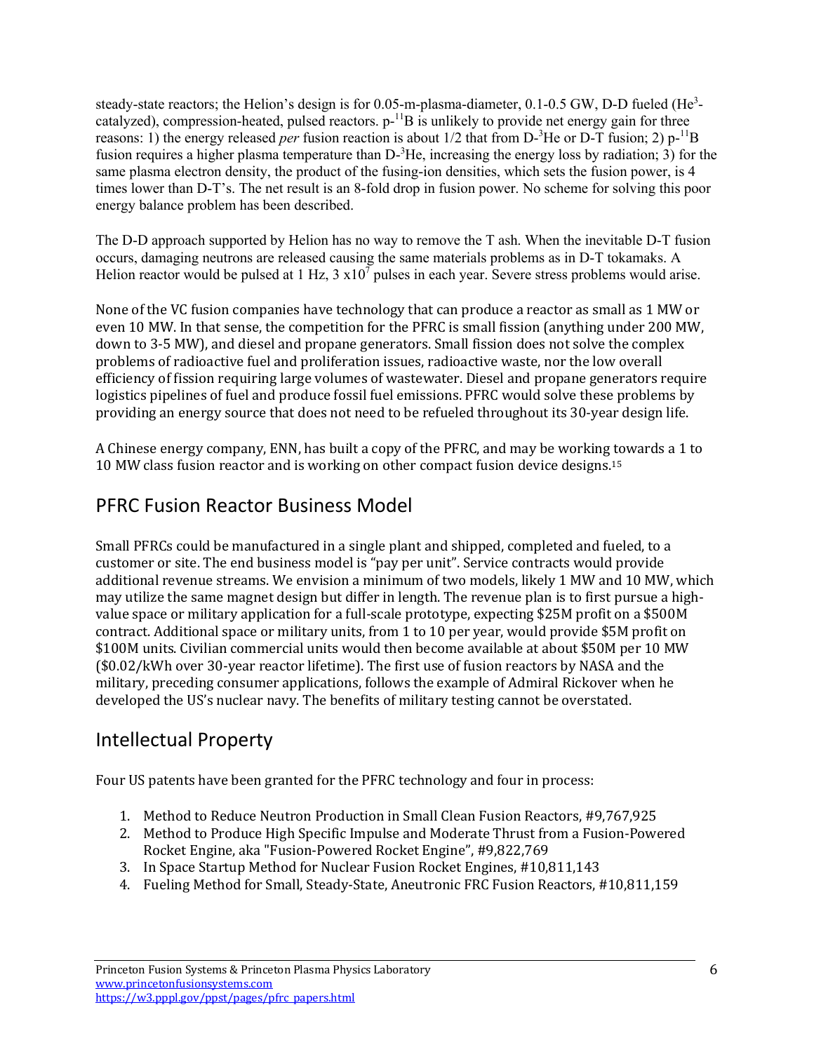steady-state reactors; the Helion's design is for 0.05-m-plasma-diameter, 0.1-0.5 GW, D-D fueled ($He^3$-catalyzed), compression-heated, pulsed reactors. p-$^{11}$B is unlikely to provide net energy gain for three reasons: 1) the energy released *per* fusion reaction is about 1/2 that from D-$^3$He or D-T fusion; 2) p-$^{11}$B fusion requires a higher plasma temperature than D-$^3$He, increasing the energy loss by radiation; 3) for the same plasma electron density, the product of the fusing-ion densities, which sets the fusion power, is 4 times lower than D-T's. The net result is an 8-fold drop in fusion power. No scheme for solving this poor energy balance problem has been described.

The D-D approach supported by Helion has no way to remove the T ash. When the inevitable D-T fusion occurs, damaging neutrons are released causing the same materials problems as in D-T tokamaks. A Helion reactor would be pulsed at 1 Hz, $3 \times 10^7$ pulses in each year. Severe stress problems would arise.

None of the VC fusion companies have technology that can produce a reactor as small as 1 MW or even 10 MW. In that sense, the competition for the PFRC is small fission (anything under 200 MW, down to 3-5 MW), and diesel and propane generators. Small fission does not solve the complex problems of radioactive fuel and proliferation issues, radioactive waste, nor the low overall efficiency of fission requiring large volumes of wastewater. Diesel and propane generators require logistics pipelines of fuel and produce fossil fuel emissions. PFRC would solve these problems by providing an energy source that does not need to be refueled throughout its 30-year design life.

A Chinese energy company, ENN, has built a copy of the PFRC, and may be working towards a 1 to 10 MW class fusion reactor and is working on other compact fusion device designs.[15]

## PFRC Fusion Reactor Business Model

Small PFRCs could be manufactured in a single plant and shipped, completed and fueled, to a customer or site. The end business model is "pay per unit". Service contracts would provide additional revenue streams. We envision a minimum of two models, likely 1 MW and 10 MW, which may utilize the same magnet design but differ in length. The revenue plan is to first pursue a high-value space or military application for a full-scale prototype, expecting $25M profit on a $500M contract. Additional space or military units, from 1 to 10 per year, would provide $5M profit on $100M units. Civilian commercial units would then become available at about $50M per 10 MW ($0.02/kWh over 30-year reactor lifetime). The first use of fusion reactors by NASA and the military, preceding consumer applications, follows the example of Admiral Rickover when he developed the US's nuclear navy. The benefits of military testing cannot be overstated.

## Intellectual Property

Four US patents have been granted for the PFRC technology and four in process:

1. Method to Reduce Neutron Production in Small Clean Fusion Reactors, #9,767,925
2. Method to Produce High Specific Impulse and Moderate Thrust from a Fusion-Powered Rocket Engine, aka "Fusion-Powered Rocket Engine", #9,822,769
3. In Space Startup Method for Nuclear Fusion Rocket Engines, #10,811,143
4. Fueling Method for Small, Steady-State, Aneutronic FRC Fusion Reactors, #10,811,159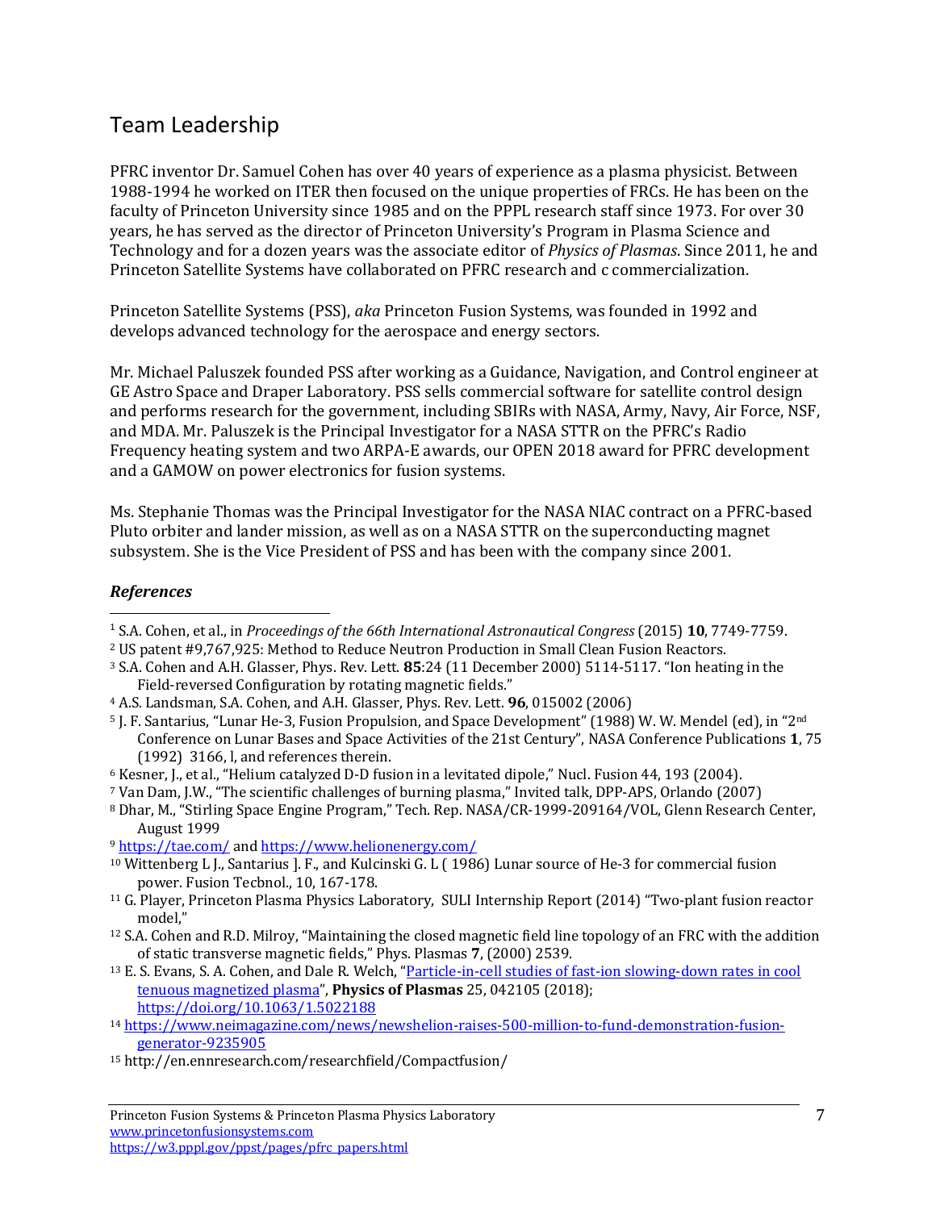## Team Leadership

PFRC inventor Dr. Samuel Cohen has over 40 years of experience as a plasma physicist. Between 1988-1994 he worked on ITER then focused on the unique properties of FRCs. He has been on the faculty of Princeton University since 1985 and on the PPPL research staff since 1973. For over 30 years, he has served as the director of Princeton University's Program in Plasma Science and Technology and for a dozen years was the associate editor of *Physics of Plasmas*. Since 2011, he and Princeton Satellite Systems have collaborated on PFRC research and c commercialization.

Princeton Satellite Systems (PSS), *aka* Princeton Fusion Systems, was founded in 1992 and develops advanced technology for the aerospace and energy sectors.

Mr. Michael Paluszek founded PSS after working as a Guidance, Navigation, and Control engineer at GE Astro Space and Draper Laboratory. PSS sells commercial software for satellite control design and performs research for the government, including SBIRs with NASA, Army, Navy, Air Force, NSF, and MDA. Mr. Paluszek is the Principal Investigator for a NASA STTR on the PFRC's Radio Frequency heating system and two ARPA-E awards, our OPEN 2018 award for PFRC development and a GAMOW on power electronics for fusion systems.

Ms. Stephanie Thomas was the Principal Investigator for the NASA NIAC contract on a PFRC-based Pluto orbiter and lander mission, as well as on a NASA STTR on the superconducting magnet subsystem. She is the Vice President of PSS and has been with the company since 2001.

### ***References***

[1] S.A. Cohen, et al., in *Proceedings of the 66th International Astronautical Congress* (2015) **10**, 7749-7759.

[2] US patent #9,767,925: Method to Reduce Neutron Production in Small Clean Fusion Reactors.

[3] S.A. Cohen and A.H. Glasser, Phys. Rev. Lett. **85**:24 (11 December 2000) 5114-5117. "Ion heating in the Field-reversed Configuration by rotating magnetic fields."

[4] A.S. Landsman, S.A. Cohen, and A.H. Glasser, Phys. Rev. Lett. **96**, 015002 (2006)

[5] J. F. Santarius, "Lunar He-3, Fusion Propulsion, and Space Development" (1988) W. W. Mendel (ed), in "2nd Conference on Lunar Bases and Space Activities of the 21st Century", NASA Conference Publications **1**, 75 (1992) 3166, l, and references therein.

[6] Kesner, J., et al., "Helium catalyzed D-D fusion in a levitated dipole," Nucl. Fusion 44, 193 (2004).

[7] Van Dam, J.W., "The scientific challenges of burning plasma," Invited talk, DPP-APS, Orlando (2007)

[8] Dhar, M., "Stirling Space Engine Program," Tech. Rep. NASA/CR-1999-209164/VOL, Glenn Research Center, August 1999

[9] https://tae.com/ and https://www.helionenergy.com/

[10] Wittenberg L J., Santarius ]. F., and Kulcinski G. L ( 1986) Lunar source of He-3 for commercial fusion power. Fusion Tecbnol., 10, 167-178.

[11] G. Player, Princeton Plasma Physics Laboratory, SULI Internship Report (2014) "Two-plant fusion reactor model,"

[12] S.A. Cohen and R.D. Milroy, "Maintaining the closed magnetic field line topology of an FRC with the addition of static transverse magnetic fields," Phys. Plasmas **7**, (2000) 2539.

[13] E. S. Evans, S. A. Cohen, and Dale R. Welch, "Particle-in-cell studies of fast-ion slowing-down rates in cool tenuous magnetized plasma", **Physics of Plasmas** 25, 042105 (2018); https://doi.org/10.1063/1.5022188

[14] https://www.neimagazine.com/news/newshelion-raises-500-million-to-fund-demonstration-fusion-generator-9235905

[15] http://en.ennresearch.com/researchfield/Compactfusion/